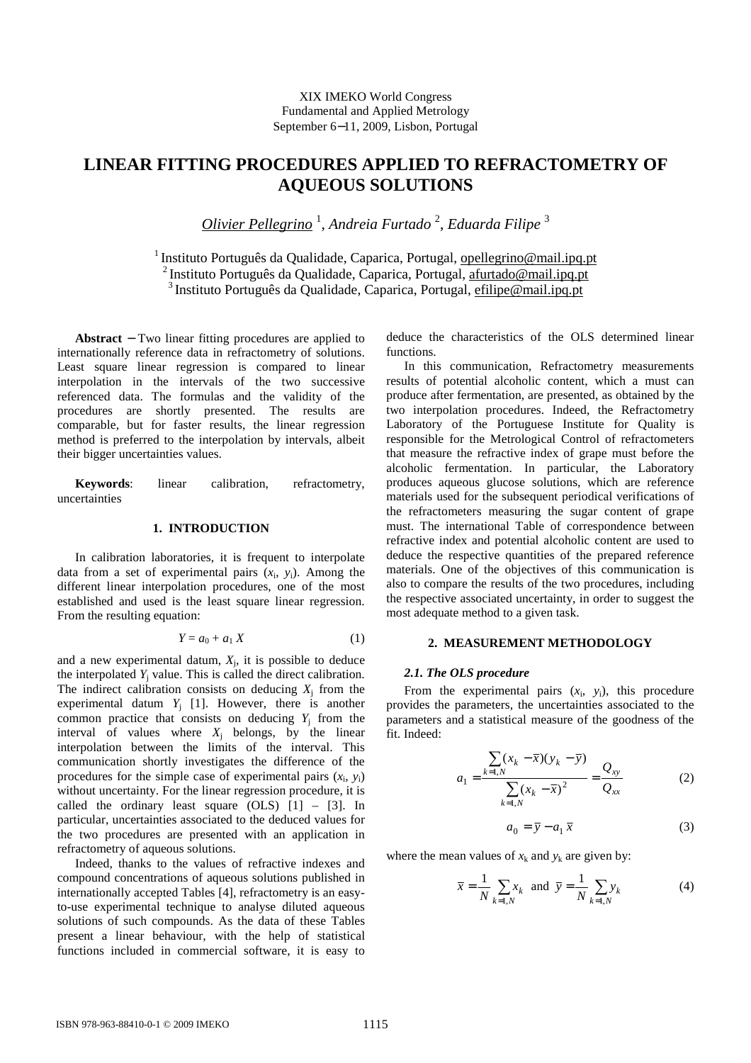XIX IMEKO World Congress
Fundamental and Applied Metrology
September 6−11, 2009, Lisbon, Portugal

# LINEAR FITTING PROCEDURES APPLIED TO REFRACTOMETRY OF AQUEOUS SOLUTIONS

*Olivier Pellegrino* [1], *Andreia Furtado* [2], *Eduarda Filipe* [3]

[1] Instituto Português da Qualidade, Caparica, Portugal, opellegrino@mail.ipq.pt
[2] Instituto Português da Qualidade, Caparica, Portugal, afurtado@mail.ipq.pt
[3] Instituto Português da Qualidade, Caparica, Portugal, efilipe@mail.ipq.pt

**Abstract** − Two linear fitting procedures are applied to internationally reference data in refractometry of solutions. Least square linear regression is compared to linear interpolation in the intervals of the two successive referenced data. The formulas and the validity of the procedures are shortly presented. The results are comparable, but for faster results, the linear regression method is preferred to the interpolation by intervals, albeit their bigger uncertainties values.

**Keywords**: linear calibration, refractometry, uncertainties

## 1. INTRODUCTION

In calibration laboratories, it is frequent to interpolate data from a set of experimental pairs ($x_i$, $y_i$). Among the different linear interpolation procedures, one of the most established and used is the least square linear regression. From the resulting equation:

$$Y = a_0 + a_1 X \tag{1}$$

and a new experimental datum, $X_j$, it is possible to deduce the interpolated $Y_j$ value. This is called the direct calibration. The indirect calibration consists on deducing $X_j$ from the experimental datum $Y_j$ [1]. However, there is another common practice that consists on deducing $Y_j$ from the interval of values where $X_j$ belongs, by the linear interpolation between the limits of the interval. This communication shortly investigates the difference of the procedures for the simple case of experimental pairs ($x_i$, $y_i$) without uncertainty. For the linear regression procedure, it is called the ordinary least square (OLS) [1] – [3]. In particular, uncertainties associated to the deduced values for the two procedures are presented with an application in refractometry of aqueous solutions.

Indeed, thanks to the values of refractive indexes and compound concentrations of aqueous solutions published in internationally accepted Tables [4], refractometry is an easy-to-use experimental technique to analyse diluted aqueous solutions of such compounds. As the data of these Tables present a linear behaviour, with the help of statistical functions included in commercial software, it is easy to deduce the characteristics of the OLS determined linear functions.

In this communication, Refractometry measurements results of potential alcoholic content, which a must can produce after fermentation, are presented, as obtained by the two interpolation procedures. Indeed, the Refractometry Laboratory of the Portuguese Institute for Quality is responsible for the Metrological Control of refractometers that measure the refractive index of grape must before the alcoholic fermentation. In particular, the Laboratory produces aqueous glucose solutions, which are reference materials used for the subsequent periodical verifications of the refractometers measuring the sugar content of grape must. The international Table of correspondence between refractive index and potential alcoholic content are used to deduce the respective quantities of the prepared reference materials. One of the objectives of this communication is also to compare the results of the two procedures, including the respective associated uncertainty, in order to suggest the most adequate method to a given task.

## 2. MEASUREMENT METHODOLOGY

### *2.1. The OLS procedure*

From the experimental pairs ($x_i$, $y_i$), this procedure provides the parameters, the uncertainties associated to the parameters and a statistical measure of the goodness of the fit. Indeed:

$$a_1 = \frac{\sum_{k=1,N}(x_k - \bar{x})(y_k - \bar{y})}{\sum_{k=1,N}(x_k - \bar{x})^2} = \frac{Q_{xy}}{Q_{xx}} \tag{2}$$

$$a_0 = \bar{y} - a_1 \bar{x} \tag{3}$$

where the mean values of $x_k$ and $y_k$ are given by:

$$\bar{x} = \frac{1}{N}\sum_{k=1,N} x_k \text{ and } \bar{y} = \frac{1}{N}\sum_{k=1,N} y_k \tag{4}$$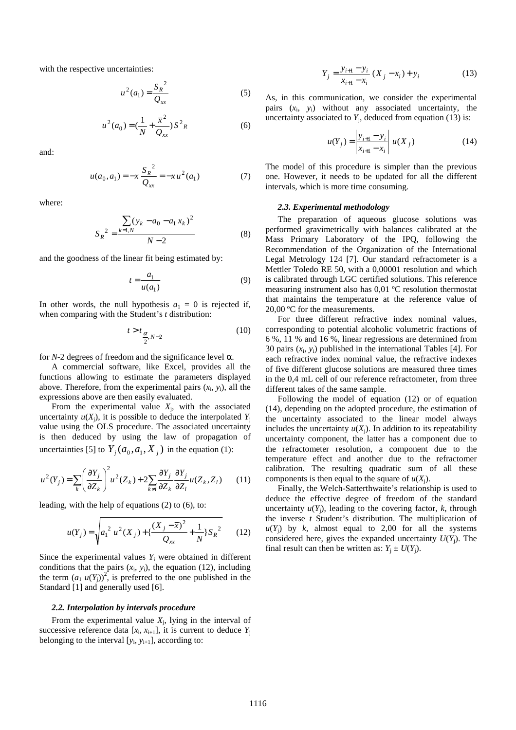with the respective uncertainties:

$$u^2(a_1) = \frac{S_R{}^2}{Q_{xx}} \tag{5}$$

$$u^2(a_0) = \left(\frac{1}{N} + \frac{\bar{x}^2}{Q_{xx}}\right) S^2{}_R \tag{6}$$

and:

$$u(a_0, a_1) = -\bar{x}\,\frac{S_R{}^2}{Q_{xx}} = -\bar{x}\,u^2(a_1) \tag{7}$$

where:

$$S_R{}^2 = \frac{\sum_{k=1,N} (y_k - a_0 - a_1\, x_k)^2}{N-2} \tag{8}$$

and the goodness of the linear fit being estimated by:

$$t = \frac{a_1}{u(a_1)} \tag{9}$$

In other words, the null hypothesis $a_1 = 0$ is rejected if, when comparing with the Student's *t* distribution:

$$t > t_{\frac{\alpha}{2}, N-2} \tag{10}$$

for *N*-2 degrees of freedom and the significance level $\alpha$.

A commercial software, like Excel, provides all the functions allowing to estimate the parameters displayed above. Therefore, from the experimental pairs $(x_i, y_i)$, all the expressions above are then easily evaluated.

From the experimental value $X_j$, with the associated uncertainty $u(X_j)$, it is possible to deduce the interpolated $Y_j$ value using the OLS procedure. The associated uncertainty is then deduced by using the law of propagation of uncertainties [5] to $Y_j(a_0, a_1, X_j)$ in the equation (1):

$$u^2(Y_j) = \sum_k \left(\frac{\partial Y_j}{\partial Z_k}\right)^2 u^2(Z_k) + 2\sum_{k \neq l} \frac{\partial Y_j}{\partial Z_k}\frac{\partial Y_j}{\partial Z_l} u(Z_k, Z_l) \tag{11}$$

leading, with the help of equations (2) to (6), to:

$$u(Y_j) = \sqrt{a_1{}^2\, u^2(X_j) + \left\{\frac{(X_j - \bar{x})^2}{Q_{xx}} + \frac{1}{N}\right\} S_R{}^2} \tag{12}$$

Since the experimental values $Y_i$ were obtained in different conditions that the pairs $(x_i, y_i)$, the equation (12), including the term $(a_1\, u(Y_j))^2$, is preferred to the one published in the Standard [1] and generally used [6].

### *2.2. Interpolation by intervals procedure*

From the experimental value $X_j$, lying in the interval of successive reference data $[x_i, x_{i+1}]$, it is current to deduce $Y_j$ belonging to the interval $[y_i, y_{i+1}]$, according to:

$$Y_j = \frac{y_{i+1} - y_i}{x_{i+1} - x_i}(X_j - x_i) + y_i \tag{13}$$

As, in this communication, we consider the experimental pairs $(x_i, y_i)$ without any associated uncertainty, the uncertainty associated to $Y_j$, deduced from equation (13) is:

$$u(Y_j) = \left|\frac{y_{i+1} - y_i}{x_{i+1} - x_i}\right| u(X_j) \tag{14}$$

The model of this procedure is simpler than the previous one. However, it needs to be updated for all the different intervals, which is more time consuming.

### *2.3. Experimental methodology*

The preparation of aqueous glucose solutions was performed gravimetrically with balances calibrated at the Mass Primary Laboratory of the IPQ, following the Recommendation of the Organization of the International Legal Metrology 124 [7]. Our standard refractometer is a Mettler Toledo RE 50, with a 0,00001 resolution and which is calibrated through LGC certified solutions. This reference measuring instrument also has 0,01 ºC resolution thermostat that maintains the temperature at the reference value of 20,00 ºC for the measurements.

For three different refractive index nominal values, corresponding to potential alcoholic volumetric fractions of 6 %, 11 % and 16 %, linear regressions are determined from 30 pairs $(x_i, y_i)$ published in the international Tables [4]. For each refractive index nominal value, the refractive indexes of five different glucose solutions are measured three times in the 0,4 mL cell of our reference refractometer, from three different takes of the same sample.

Following the model of equation (12) or of equation (14), depending on the adopted procedure, the estimation of the uncertainty associated to the linear model always includes the uncertainty $u(X_j)$. In addition to its repeatability uncertainty component, the latter has a component due to the refractometer resolution, a component due to the temperature effect and another due to the refractomer calibration. The resulting quadratic sum of all these components is then equal to the square of $u(X_j)$.

Finally, the Welch-Satterthwaite's relationship is used to deduce the effective degree of freedom of the standard uncertainty $u(Y_j)$, leading to the covering factor, *k*, through the inverse *t* Student's distribution. The multiplication of $u(Y_j)$ by *k*, almost equal to 2,00 for all the systems considered here, gives the expanded uncertainty $U(Y_j)$. The final result can then be written as: $Y_j \pm U(Y_j)$.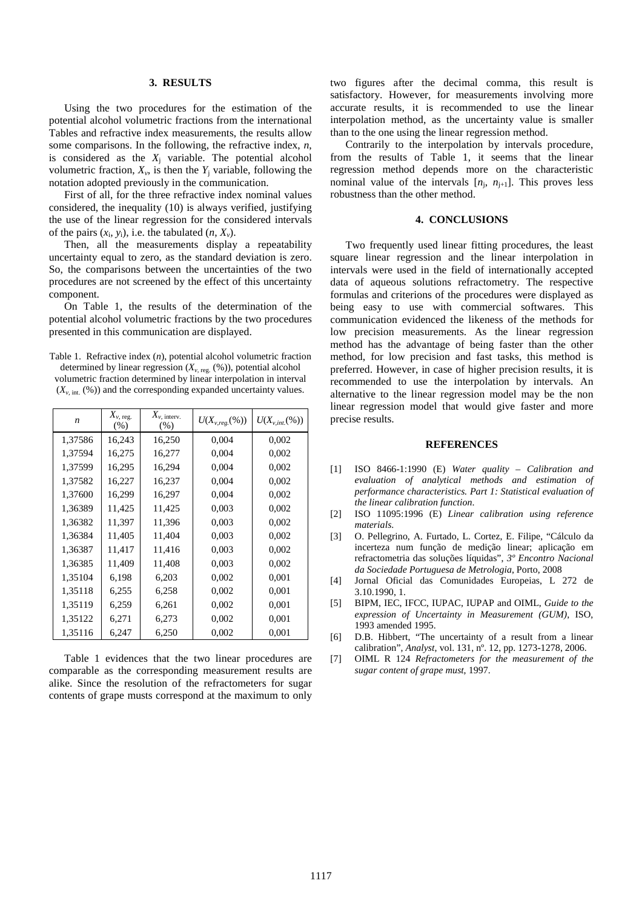## 3. RESULTS

Using the two procedures for the estimation of the potential alcohol volumetric fractions from the international Tables and refractive index measurements, the results allow some comparisons. In the following, the refractive index, $n$, is considered as the $X_j$ variable. The potential alcohol volumetric fraction, $X_v$, is then the $Y_j$ variable, following the notation adopted previously in the communication.

First of all, for the three refractive index nominal values considered, the inequality (10) is always verified, justifying the use of the linear regression for the considered intervals of the pairs $(x_i, y_i)$, i.e. the tabulated $(n, X_v)$.

Then, all the measurements display a repeatability uncertainty equal to zero, as the standard deviation is zero. So, the comparisons between the uncertainties of the two procedures are not screened by the effect of this uncertainty component.

On Table 1, the results of the determination of the potential alcohol volumetric fractions by the two procedures presented in this communication are displayed.

Table 1. Refractive index ($n$), potential alcohol volumetric fraction determined by linear regression ($X_{v,\text{ reg.}}$ (%)), potential alcohol volumetric fraction determined by linear interpolation in interval ($X_{v,\text{ int.}}$ (%)) and the corresponding expanded uncertainty values.

| $n$ | $X_{v,\text{ reg.}}$ (%) | $X_{v,\text{ interv.}}$ (%) | $U(X_{v,reg.}(\%))$ | $U(X_{v,int.}(\%))$ |
|---|---|---|---|---|
| 1,37586 | 16,243 | 16,250 | 0,004 | 0,002 |
| 1,37594 | 16,275 | 16,277 | 0,004 | 0,002 |
| 1,37599 | 16,295 | 16,294 | 0,004 | 0,002 |
| 1,37582 | 16,227 | 16,237 | 0,004 | 0,002 |
| 1,37600 | 16,299 | 16,297 | 0,004 | 0,002 |
| 1,36389 | 11,425 | 11,425 | 0,003 | 0,002 |
| 1,36382 | 11,397 | 11,396 | 0,003 | 0,002 |
| 1,36384 | 11,405 | 11,404 | 0,003 | 0,002 |
| 1,36387 | 11,417 | 11,416 | 0,003 | 0,002 |
| 1,36385 | 11,409 | 11,408 | 0,003 | 0,002 |
| 1,35104 | 6,198 | 6,203 | 0,002 | 0,001 |
| 1,35118 | 6,255 | 6,258 | 0,002 | 0,001 |
| 1,35119 | 6,259 | 6,261 | 0,002 | 0,001 |
| 1,35122 | 6,271 | 6,273 | 0,002 | 0,001 |
| 1,35116 | 6,247 | 6,250 | 0,002 | 0,001 |

Table 1 evidences that the two linear procedures are comparable as the corresponding measurement results are alike. Since the resolution of the refractometers for sugar contents of grape musts correspond at the maximum to only two figures after the decimal comma, this result is satisfactory. However, for measurements involving more accurate results, it is recommended to use the linear interpolation method, as the uncertainty value is smaller than to the one using the linear regression method.

Contrarily to the interpolation by intervals procedure, from the results of Table 1, it seems that the linear regression method depends more on the characteristic nominal value of the intervals $[n_j, n_{j+1}]$. This proves less robustness than the other method.

## 4. CONCLUSIONS

Two frequently used linear fitting procedures, the least square linear regression and the linear interpolation in intervals were used in the field of internationally accepted data of aqueous solutions refractometry. The respective formulas and criterions of the procedures were displayed as being easy to use with commercial softwares. This communication evidenced the likeness of the methods for low precision measurements. As the linear regression method has the advantage of being faster than the other method, for low precision and fast tasks, this method is preferred. However, in case of higher precision results, it is recommended to use the interpolation by intervals. An alternative to the linear regression model may be the non linear regression model that would give faster and more precise results.

## REFERENCES

[1] ISO 8466-1:1990 (E) *Water quality – Calibration and evaluation of analytical methods and estimation of performance characteristics. Part 1: Statistical evaluation of the linear calibration function*.

[2] ISO 11095:1996 (E) *Linear calibration using reference materials*.

[3] O. Pellegrino, A. Furtado, L. Cortez, E. Filipe, "Cálculo da incerteza num função de medição linear; aplicação em refractometria das soluções líquidas", *3º Encontro Nacional da Sociedade Portuguesa de Metrologia*, Porto, 2008

[4] Jornal Oficial das Comunidades Europeias, L 272 de 3.10.1990, 1.

[5] BIPM, IEC, IFCC, IUPAC, IUPAP and OIML, *Guide to the expression of Uncertainty in Measurement (GUM)*, ISO, 1993 amended 1995.

[6] D.B. Hibbert, "The uncertainty of a result from a linear calibration", *Analyst*, vol. 131, nº. 12, pp. 1273-1278, 2006.

[7] OIML R 124 *Refractometers for the measurement of the sugar content of grape must*, 1997.